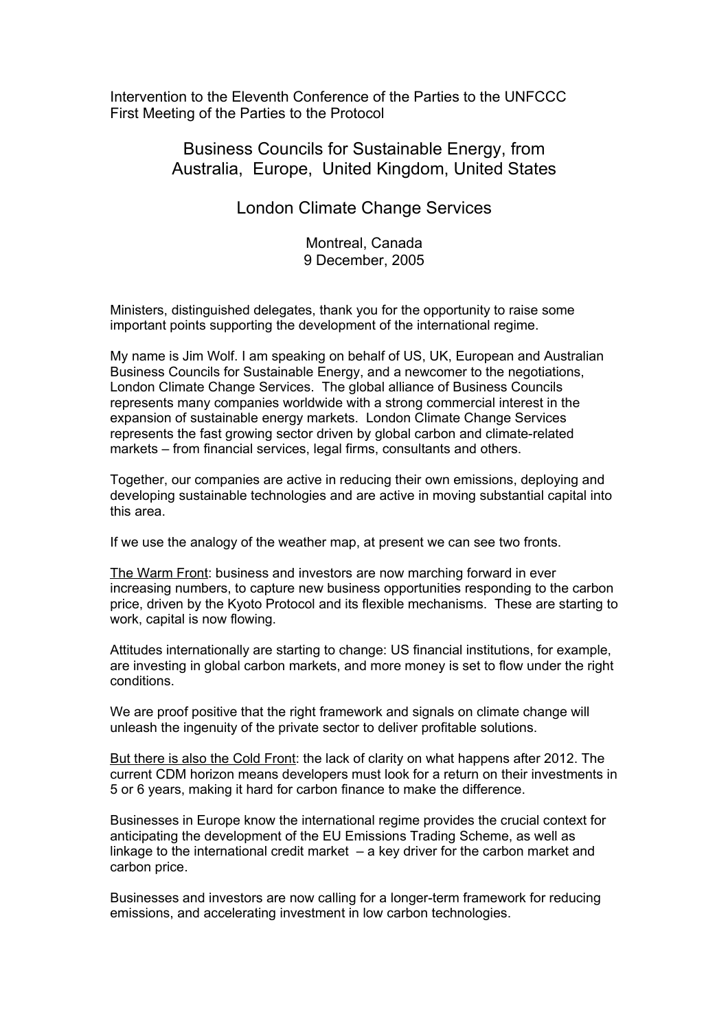Intervention to the Eleventh Conference of the Parties to the UNFCCC
First Meeting of the Parties to the Protocol

## Business Councils for Sustainable Energy, from Australia, Europe, United Kingdom, United States

## London Climate Change Services

Montreal, Canada
9 December, 2005

Ministers, distinguished delegates, thank you for the opportunity to raise some important points supporting the development of the international regime.

My name is Jim Wolf. I am speaking on behalf of US, UK, European and Australian Business Councils for Sustainable Energy, and a newcomer to the negotiations, London Climate Change Services. The global alliance of Business Councils represents many companies worldwide with a strong commercial interest in the expansion of sustainable energy markets. London Climate Change Services represents the fast growing sector driven by global carbon and climate-related markets – from financial services, legal firms, consultants and others.

Together, our companies are active in reducing their own emissions, deploying and developing sustainable technologies and are active in moving substantial capital into this area.

If we use the analogy of the weather map, at present we can see two fronts.

<u>The Warm Front</u>: business and investors are now marching forward in ever increasing numbers, to capture new business opportunities responding to the carbon price, driven by the Kyoto Protocol and its flexible mechanisms. These are starting to work, capital is now flowing.

Attitudes internationally are starting to change: US financial institutions, for example, are investing in global carbon markets, and more money is set to flow under the right conditions.

We are proof positive that the right framework and signals on climate change will unleash the ingenuity of the private sector to deliver profitable solutions.

<u>But there is also the Cold Front</u>: the lack of clarity on what happens after 2012. The current CDM horizon means developers must look for a return on their investments in 5 or 6 years, making it hard for carbon finance to make the difference.

Businesses in Europe know the international regime provides the crucial context for anticipating the development of the EU Emissions Trading Scheme, as well as linkage to the international credit market – a key driver for the carbon market and carbon price.

Businesses and investors are now calling for a longer-term framework for reducing emissions, and accelerating investment in low carbon technologies.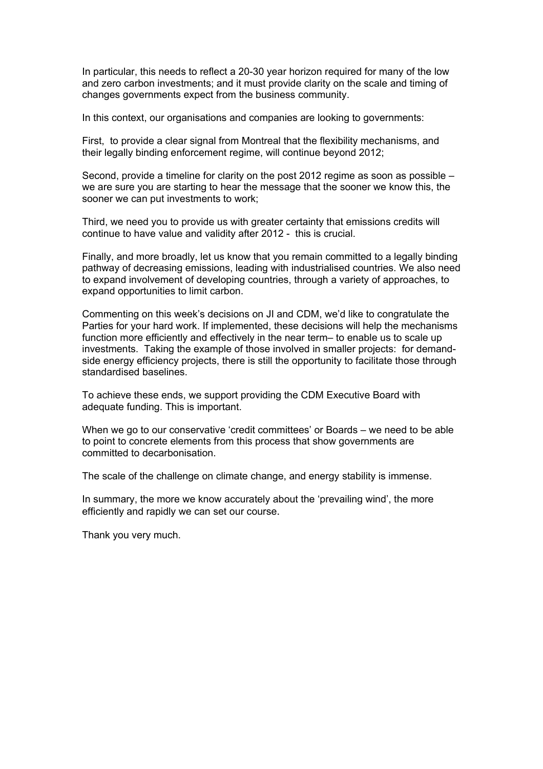In particular, this needs to reflect a 20-30 year horizon required for many of the low and zero carbon investments; and it must provide clarity on the scale and timing of changes governments expect from the business community.

In this context, our organisations and companies are looking to governments:

First, to provide a clear signal from Montreal that the flexibility mechanisms, and their legally binding enforcement regime, will continue beyond 2012;

Second, provide a timeline for clarity on the post 2012 regime as soon as possible – we are sure you are starting to hear the message that the sooner we know this, the sooner we can put investments to work;

Third, we need you to provide us with greater certainty that emissions credits will continue to have value and validity after 2012 - this is crucial.

Finally, and more broadly, let us know that you remain committed to a legally binding pathway of decreasing emissions, leading with industrialised countries. We also need to expand involvement of developing countries, through a variety of approaches, to expand opportunities to limit carbon.

Commenting on this week's decisions on JI and CDM, we'd like to congratulate the Parties for your hard work. If implemented, these decisions will help the mechanisms function more efficiently and effectively in the near term– to enable us to scale up investments. Taking the example of those involved in smaller projects: for demand-side energy efficiency projects, there is still the opportunity to facilitate those through standardised baselines.

To achieve these ends, we support providing the CDM Executive Board with adequate funding. This is important.

When we go to our conservative 'credit committees' or Boards – we need to be able to point to concrete elements from this process that show governments are committed to decarbonisation.

The scale of the challenge on climate change, and energy stability is immense.

In summary, the more we know accurately about the 'prevailing wind', the more efficiently and rapidly we can set our course.

Thank you very much.